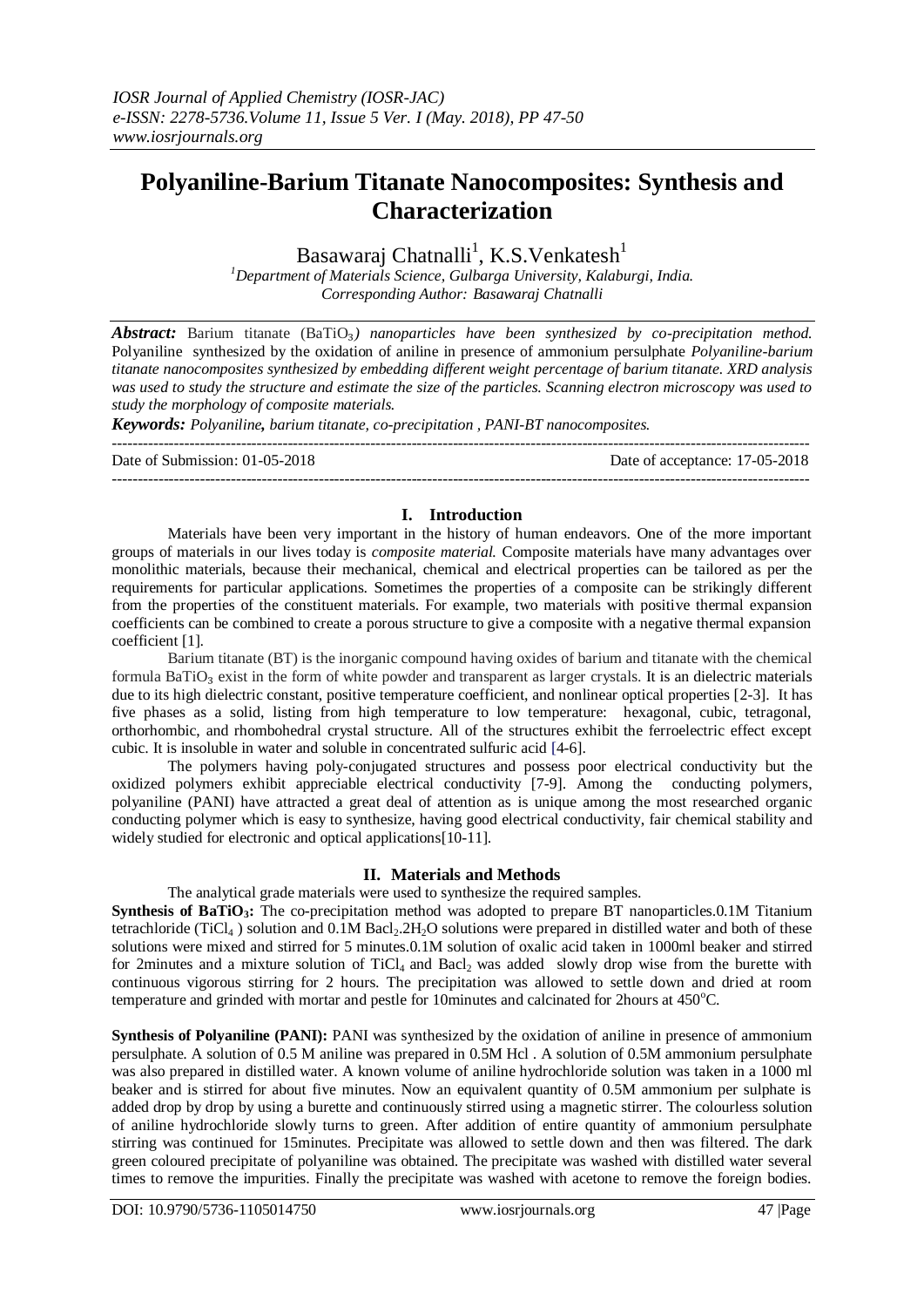# Polyaniline-Barium Titanate Nanocomposites: Synthesis and Characterization

Basawaraj Chatnalli[1], K.S.Venkatesh[1]

[1]Department of Materials Science, Gulbarga University, Kalaburgi, India.
Corresponding Author: Basawaraj Chatnalli

***Abstract:*** Barium titanate ($BaTiO_3$) *nanoparticles have been synthesized by co-precipitation method.* Polyaniline synthesized by the oxidation of aniline in presence of ammonium persulphate *Polyaniline-barium titanate nanocomposites synthesized by embedding different weight percentage of barium titanate. XRD analysis was used to study the structure and estimate the size of the particles. Scanning electron microscopy was used to study the morphology of composite materials.*

***Keywords:*** *Polyaniline, barium titanate, co-precipitation , PANI-BT nanocomposites.*

---

Date of Submission: 01-05-2018 Date of acceptance: 17-05-2018

---

## I. Introduction

Materials have been very important in the history of human endeavors. One of the more important groups of materials in our lives today is *composite material.* Composite materials have many advantages over monolithic materials, because their mechanical, chemical and electrical properties can be tailored as per the requirements for particular applications. Sometimes the properties of a composite can be strikingly different from the properties of the constituent materials. For example, two materials with positive thermal expansion coefficients can be combined to create a porous structure to give a composite with a negative thermal expansion coefficient [1].

Barium titanate (BT) is the inorganic compound having oxides of barium and titanate with the chemical formula $BaTiO_3$ exist in the form of white powder and transparent as larger crystals. It is an dielectric materials due to its high dielectric constant, positive temperature coefficient, and nonlinear optical properties [2-3]. It has five phases as a solid, listing from high temperature to low temperature: hexagonal, cubic, tetragonal, orthorhombic, and rhombohedral crystal structure. All of the structures exhibit the ferroelectric effect except cubic. It is insoluble in water and soluble in concentrated sulfuric acid [4-6].

The polymers having poly-conjugated structures and possess poor electrical conductivity but the oxidized polymers exhibit appreciable electrical conductivity [7-9]. Among the conducting polymers, polyaniline (PANI) have attracted a great deal of attention as is unique among the most researched organic conducting polymer which is easy to synthesize, having good electrical conductivity, fair chemical stability and widely studied for electronic and optical applications[10-11].

## II. Materials and Methods

The analytical grade materials were used to synthesize the required samples.

**Synthesis of $BaTiO_3$:** The co-precipitation method was adopted to prepare BT nanoparticles.0.1M Titanium tetrachloride ($TiCl_4$ ) solution and 0.1M $Bacl_2.2H_2O$ solutions were prepared in distilled water and both of these solutions were mixed and stirred for 5 minutes.0.1M solution of oxalic acid taken in 1000ml beaker and stirred for 2minutes and a mixture solution of $TiCl_4$ and $Bacl_2$ was added slowly drop wise from the burette with continuous vigorous stirring for 2 hours. The precipitation was allowed to settle down and dried at room temperature and grinded with mortar and pestle for 10minutes and calcinated for 2hours at 450$^oC$.

**Synthesis of Polyaniline (PANI):** PANI was synthesized by the oxidation of aniline in presence of ammonium persulphate. A solution of 0.5 M aniline was prepared in 0.5M Hcl . A solution of 0.5M ammonium persulphate was also prepared in distilled water. A known volume of aniline hydrochloride solution was taken in a 1000 ml beaker and is stirred for about five minutes. Now an equivalent quantity of 0.5M ammonium per sulphate is added drop by drop by using a burette and continuously stirred using a magnetic stirrer. The colourless solution of aniline hydrochloride slowly turns to green. After addition of entire quantity of ammonium persulphate stirring was continued for 15minutes. Precipitate was allowed to settle down and then was filtered. The dark green coloured precipitate of polyaniline was obtained. The precipitate was washed with distilled water several times to remove the impurities. Finally the precipitate was washed with acetone to remove the foreign bodies.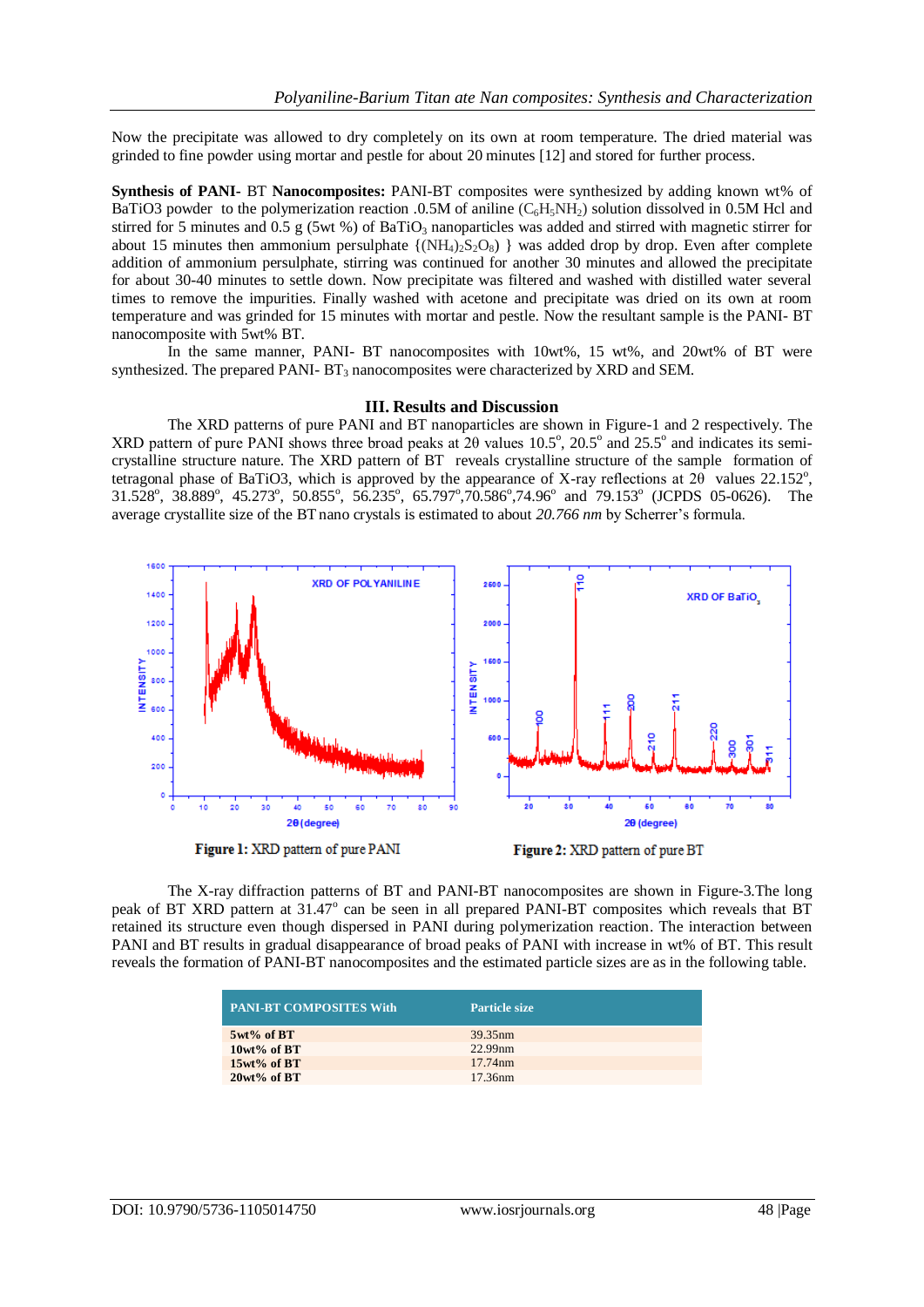Now the precipitate was allowed to dry completely on its own at room temperature. The dried material was grinded to fine powder using mortar and pestle for about 20 minutes [12] and stored for further process.

**Synthesis of PANI-** BT **Nanocomposites:** PANI-BT composites were synthesized by adding known wt% of BaTiO3 powder to the polymerization reaction .0.5M of aniline ($C_6H_5NH_2$) solution dissolved in 0.5M Hcl and stirred for 5 minutes and 0.5 g (5wt %) of $BaTiO_3$ nanoparticles was added and stirred with magnetic stirrer for about 15 minutes then ammonium persulphate {$(NH_4)_2S_2O_8$) } was added drop by drop. Even after complete addition of ammonium persulphate, stirring was continued for another 30 minutes and allowed the precipitate for about 30-40 minutes to settle down. Now precipitate was filtered and washed with distilled water several times to remove the impurities. Finally washed with acetone and precipitate was dried on its own at room temperature and was grinded for 15 minutes with mortar and pestle. Now the resultant sample is the PANI- BT nanocomposite with 5wt% BT.

In the same manner, PANI- BT nanocomposites with 10wt%, 15 wt%, and 20wt% of BT were synthesized. The prepared PANI- $BT_3$ nanocomposites were characterized by XRD and SEM.

## III. Results and Discussion

The XRD patterns of pure PANI and BT nanoparticles are shown in Figure-1 and 2 respectively. The XRD pattern of pure PANI shows three broad peaks at 2θ values 10.5°, 20.5° and 25.5° and indicates its semi-crystalline structure nature. The XRD pattern of BT reveals crystalline structure of the sample formation of tetragonal phase of BaTiO3, which is approved by the appearance of X-ray reflections at 2θ values 22.152°, 31.528°, 38.889°, 45.273°, 50.855°, 56.235°, 65.797°,70.586°,74.96° and 79.153° (JCPDS 05-0626). The average crystallite size of the BT nano crystals is estimated to about *20.766 nm* by Scherrer's formula.

**Figure 1:** XRD pattern of pure PANI

**Figure 2:** XRD pattern of pure BT

The X-ray diffraction patterns of BT and PANI-BT nanocomposites are shown in Figure-3.The long peak of BT XRD pattern at 31.47° can be seen in all prepared PANI-BT composites which reveals that BT retained its structure even though dispersed in PANI during polymerization reaction. The interaction between PANI and BT results in gradual disappearance of broad peaks of PANI with increase in wt% of BT. This result reveals the formation of PANI-BT nanocomposites and the estimated particle sizes are as in the following table.

| PANI-BT COMPOSITES With | Particle size |
|---|---|
| **5wt% of BT** | 39.35nm |
| **10wt% of BT** | 22.99nm |
| **15wt% of BT** | 17.74nm |
| **20wt% of BT** | 17.36nm |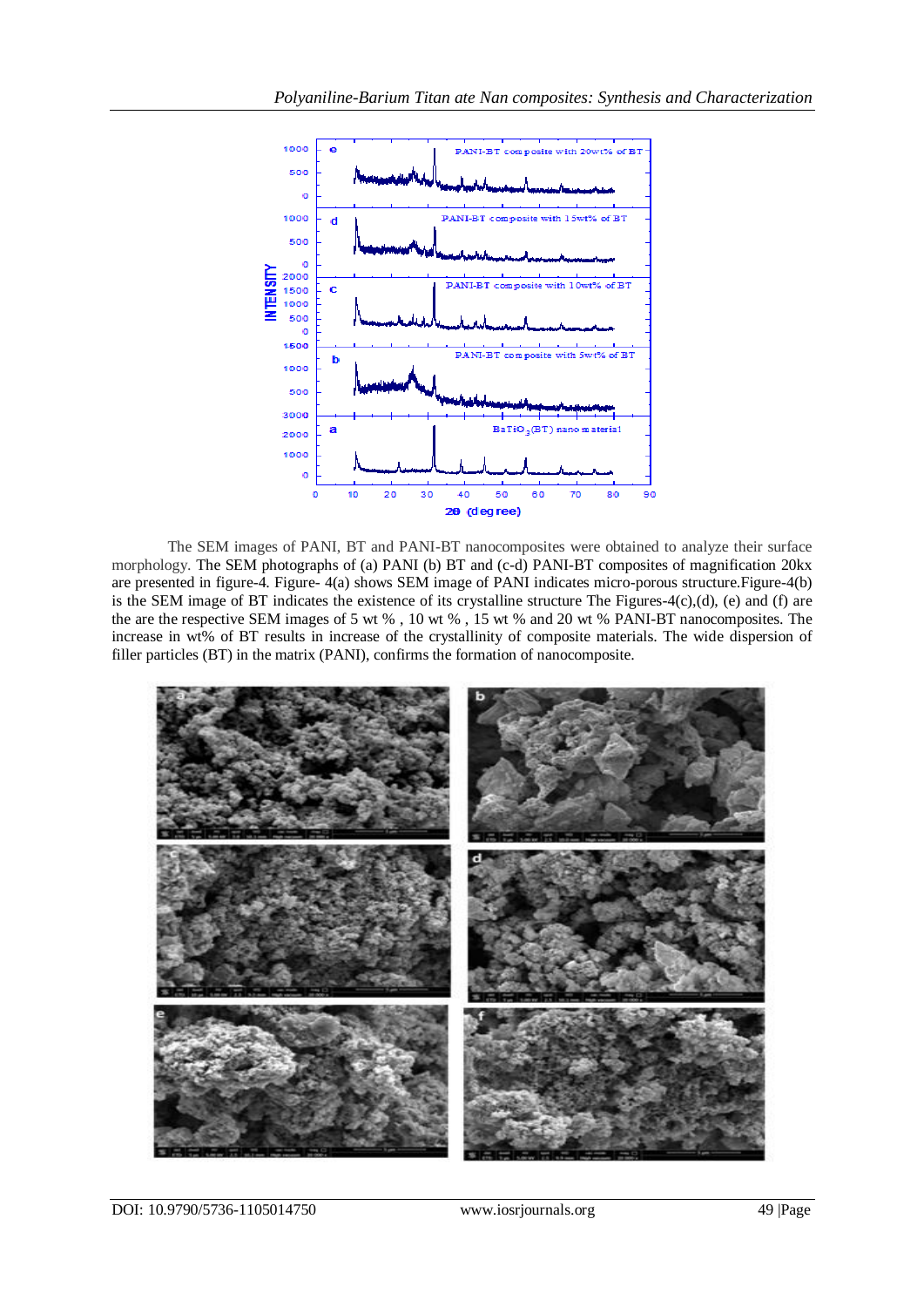The SEM images of PANI, BT and PANI-BT nanocomposites were obtained to analyze their surface morphology. The SEM photographs of (a) PANI (b) BT and (c-d) PANI-BT composites of magnification 20kx are presented in figure-4. Figure- 4(a) shows SEM image of PANI indicates micro-porous structure.Figure-4(b) is the SEM image of BT indicates the existence of its crystalline structure The Figures-4(c),(d), (e) and (f) are the are the respective SEM images of 5 wt % , 10 wt % , 15 wt % and 20 wt % PANI-BT nanocomposites. The increase in wt% of BT results in increase of the crystallinity of composite materials. The wide dispersion of filler particles (BT) in the matrix (PANI), confirms the formation of nanocomposite.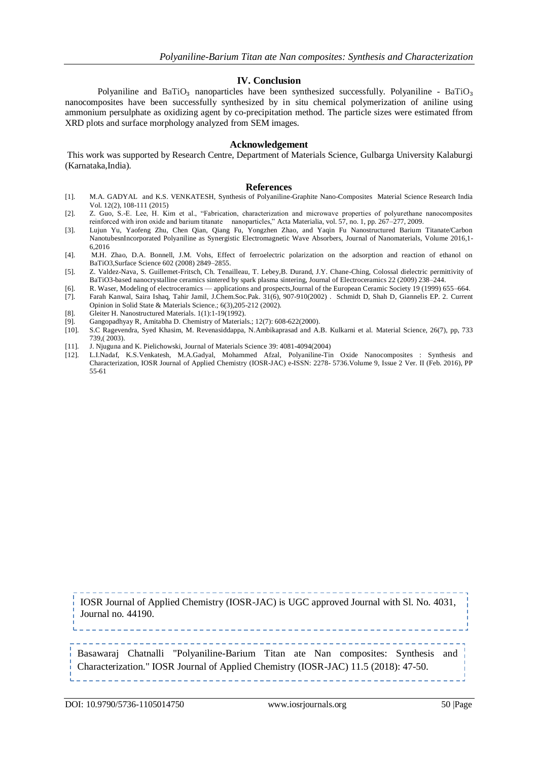## IV. Conclusion

Polyaniline and $BaTiO_3$ nanoparticles have been synthesized successfully. Polyaniline - $BaTiO_3$ nanocomposites have been successfully synthesized by in situ chemical polymerization of aniline using ammonium persulphate as oxidizing agent by co-precipitation method. The particle sizes were estimated ffrom XRD plots and surface morphology analyzed from SEM images.

## Acknowledgement

This work was supported by Research Centre, Department of Materials Science, Gulbarga University Kalaburgi (Karnataka,India).

## References

[1]. M.A. GADYAL and K.S. VENKATESH, Synthesis of Polyaniline-Graphite Nano-Composites Material Science Research India Vol. 12(2), 108-111 (2015)

[2]. Z. Guo, S.-E. Lee, H. Kim et al., "Fabrication, characterization and microwave properties of polyurethane nanocomposites reinforced with iron oxide and barium titanate nanoparticles," Acta Materialia, vol. 57, no. 1, pp. 267–277, 2009.

[3]. Lujun Yu, Yaofeng Zhu, Chen Qian, Qiang Fu, Yongzhen Zhao, and Yaqin Fu Nanostructured Barium Titanate/Carbon NanotubesnIncorporated Polyaniline as Synergistic Electromagnetic Wave Absorbers, Journal of Nanomaterials, Volume 2016,1-6,2016

[4]. M.H. Zhao, D.A. Bonnell, J.M. Vohs, Effect of ferroelectric polarization on the adsorption and reaction of ethanol on BaTiO3,Surface Science 602 (2008) 2849–2855.

[5]. Z. Valdez-Nava, S. Guillemet-Fritsch, Ch. Tenailleau, T. Lebey,B. Durand, J.Y. Chane-Ching, Colossal dielectric permittivity of BaTiO3-based nanocrystalline ceramics sintered by spark plasma sintering, Journal of Electroceramics 22 (2009) 238–244.

[6]. R. Waser, Modeling of electroceramics — applications and prospects,Journal of the European Ceramic Society 19 (1999) 655–664.

[7]. Farah Kanwal, Saira Ishaq, Tahir Jamil, J.Chem.Soc.Pak. 31(6), 907-910(2002) . Schmidt D, Shah D, Giannelis EP. 2. Current Opinion in Solid State & Materials Science.; 6(3),205-212 (2002).

[8]. Gleiter H. Nanostructured Materials. 1(1):1-19(1992).

[9]. Gangopadhyay R, Amitabha D. Chemistry of Materials.; 12(7): 608-622(2000).

[10]. S.C Ragevendra, Syed Khasim, M. Revenasiddappa, N.Ambikaprasad and A.B. Kulkarni et al. Material Science, 26(7), pp, 733 739,( 2003).

[11]. J. Njuguna and K. Pielichowski, Journal of Materials Science 39: 4081-4094(2004)

[12]. L.I.Nadaf, K.S.Venkatesh, M.A.Gadyal, Mohammed Afzal, Polyaniline-Tin Oxide Nanocomposites : Synthesis and Characterization, IOSR Journal of Applied Chemistry (IOSR-JAC) e-ISSN: 2278- 5736.Volume 9, Issue 2 Ver. II (Feb. 2016), PP 55-61

IOSR Journal of Applied Chemistry (IOSR-JAC) is UGC approved Journal with Sl. No. 4031, Journal no. 44190.

Basawaraj Chatnalli "Polyaniline-Barium Titan ate Nan composites: Synthesis and Characterization." IOSR Journal of Applied Chemistry (IOSR-JAC) 11.5 (2018): 47-50.